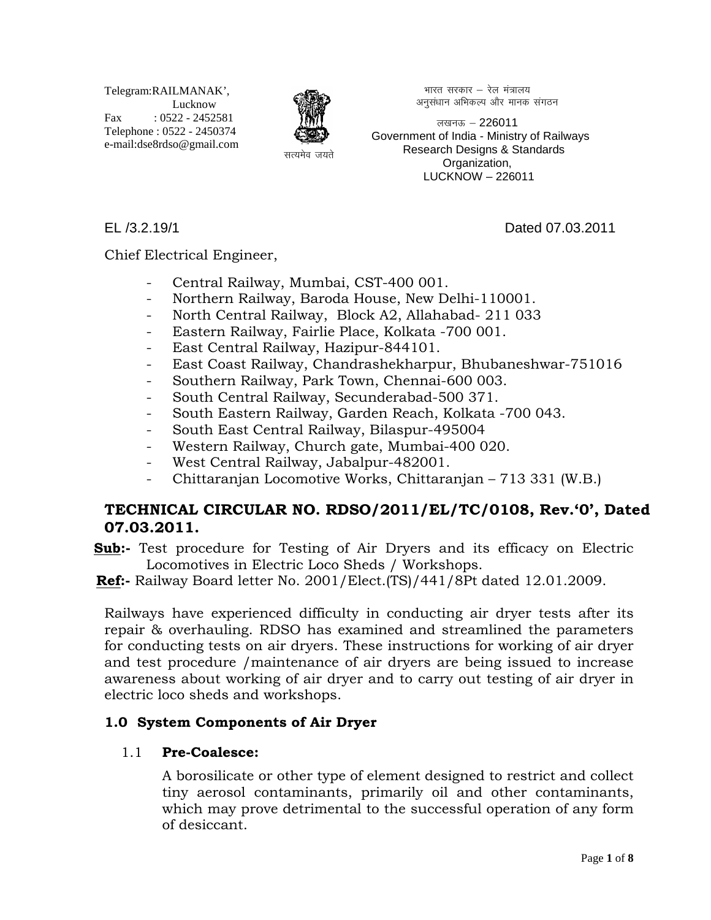Telegram:RAILMANAK',
Lucknow
Fax : 0522 - 2452581
Telephone : 0522 - 2450374
e-mail:dse8rdso@gmail.com

सत्यमेव जयते

भारत सरकार – रेल मंत्रालय
अनुसंधान अभिकल्प और मानक संगठन

लखनऊ – 226011
Government of India - Ministry of Railways
Research Designs & Standards
Organization,
LUCKNOW – 226011

EL /3.2.19/1 Dated 07.03.2011

Chief Electrical Engineer,

- Central Railway, Mumbai, CST-400 001.
- Northern Railway, Baroda House, New Delhi-110001.
- North Central Railway, Block A2, Allahabad- 211 033
- Eastern Railway, Fairlie Place, Kolkata -700 001.
- East Central Railway, Hazipur-844101.
- East Coast Railway, Chandrashekharpur, Bhubaneshwar-751016
- Southern Railway, Park Town, Chennai-600 003.
- South Central Railway, Secunderabad-500 371.
- South Eastern Railway, Garden Reach, Kolkata -700 043.
- South East Central Railway, Bilaspur-495004
- Western Railway, Church gate, Mumbai-400 020.
- West Central Railway, Jabalpur-482001.
- Chittaranjan Locomotive Works, Chittaranjan – 713 331 (W.B.)

## TECHNICAL CIRCULAR NO. RDSO/2011/EL/TC/0108, Rev.'0', Dated 07.03.2011.

**Sub:-** Test procedure for Testing of Air Dryers and its efficacy on Electric Locomotives in Electric Loco Sheds / Workshops.

**Ref:-** Railway Board letter No. 2001/Elect.(TS)/441/8Pt dated 12.01.2009.

Railways have experienced difficulty in conducting air dryer tests after its repair & overhauling. RDSO has examined and streamlined the parameters for conducting tests on air dryers. These instructions for working of air dryer and test procedure /maintenance of air dryers are being issued to increase awareness about working of air dryer and to carry out testing of air dryer in electric loco sheds and workshops.

### 1.0 System Components of Air Dryer

#### 1.1 Pre-Coalesce:

A borosilicate or other type of element designed to restrict and collect tiny aerosol contaminants, primarily oil and other contaminants, which may prove detrimental to the successful operation of any form of desiccant.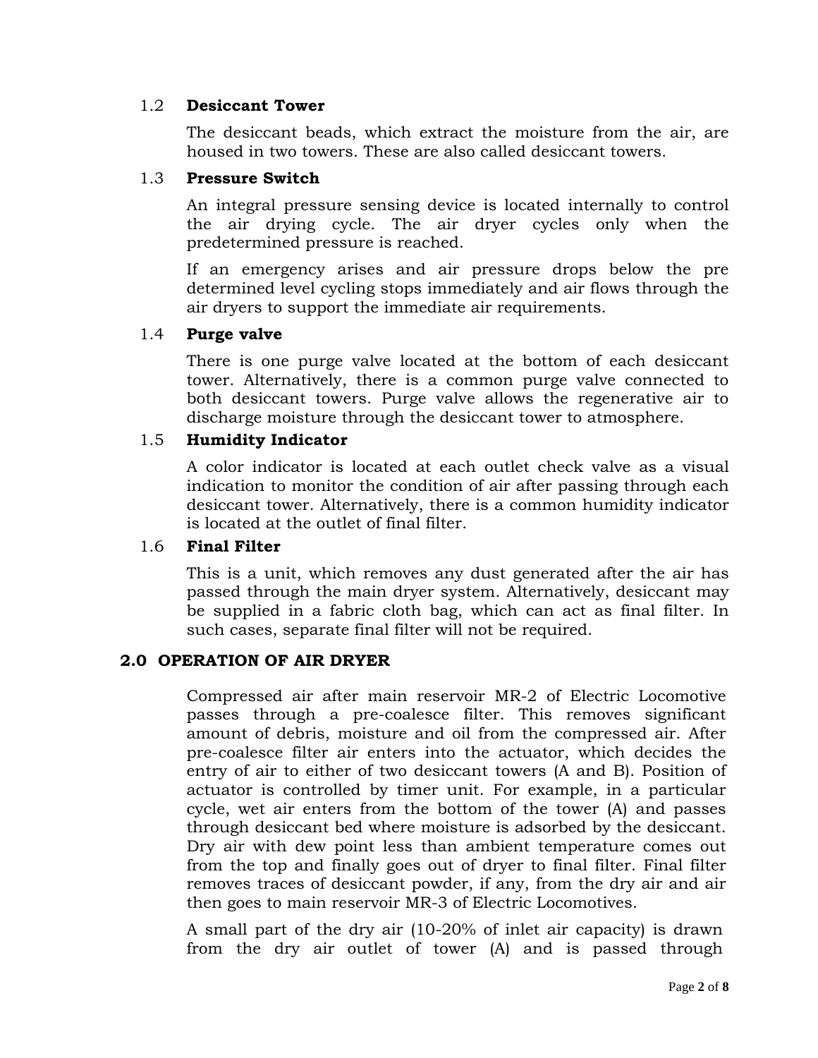### 1.2 Desiccant Tower

The desiccant beads, which extract the moisture from the air, are housed in two towers. These are also called desiccant towers.

### 1.3 Pressure Switch

An integral pressure sensing device is located internally to control the air drying cycle. The air dryer cycles only when the predetermined pressure is reached.

If an emergency arises and air pressure drops below the pre determined level cycling stops immediately and air flows through the air dryers to support the immediate air requirements.

### 1.4 Purge valve

There is one purge valve located at the bottom of each desiccant tower. Alternatively, there is a common purge valve connected to both desiccant towers. Purge valve allows the regenerative air to discharge moisture through the desiccant tower to atmosphere.

### 1.5 Humidity Indicator

A color indicator is located at each outlet check valve as a visual indication to monitor the condition of air after passing through each desiccant tower. Alternatively, there is a common humidity indicator is located at the outlet of final filter.

### 1.6 Final Filter

This is a unit, which removes any dust generated after the air has passed through the main dryer system. Alternatively, desiccant may be supplied in a fabric cloth bag, which can act as final filter. In such cases, separate final filter will not be required.

## 2.0 OPERATION OF AIR DRYER

Compressed air after main reservoir MR-2 of Electric Locomotive passes through a pre-coalesce filter. This removes significant amount of debris, moisture and oil from the compressed air. After pre-coalesce filter air enters into the actuator, which decides the entry of air to either of two desiccant towers (A and B). Position of actuator is controlled by timer unit. For example, in a particular cycle, wet air enters from the bottom of the tower (A) and passes through desiccant bed where moisture is adsorbed by the desiccant. Dry air with dew point less than ambient temperature comes out from the top and finally goes out of dryer to final filter. Final filter removes traces of desiccant powder, if any, from the dry air and air then goes to main reservoir MR-3 of Electric Locomotives.

A small part of the dry air (10-20% of inlet air capacity) is drawn from the dry air outlet of tower (A) and is passed through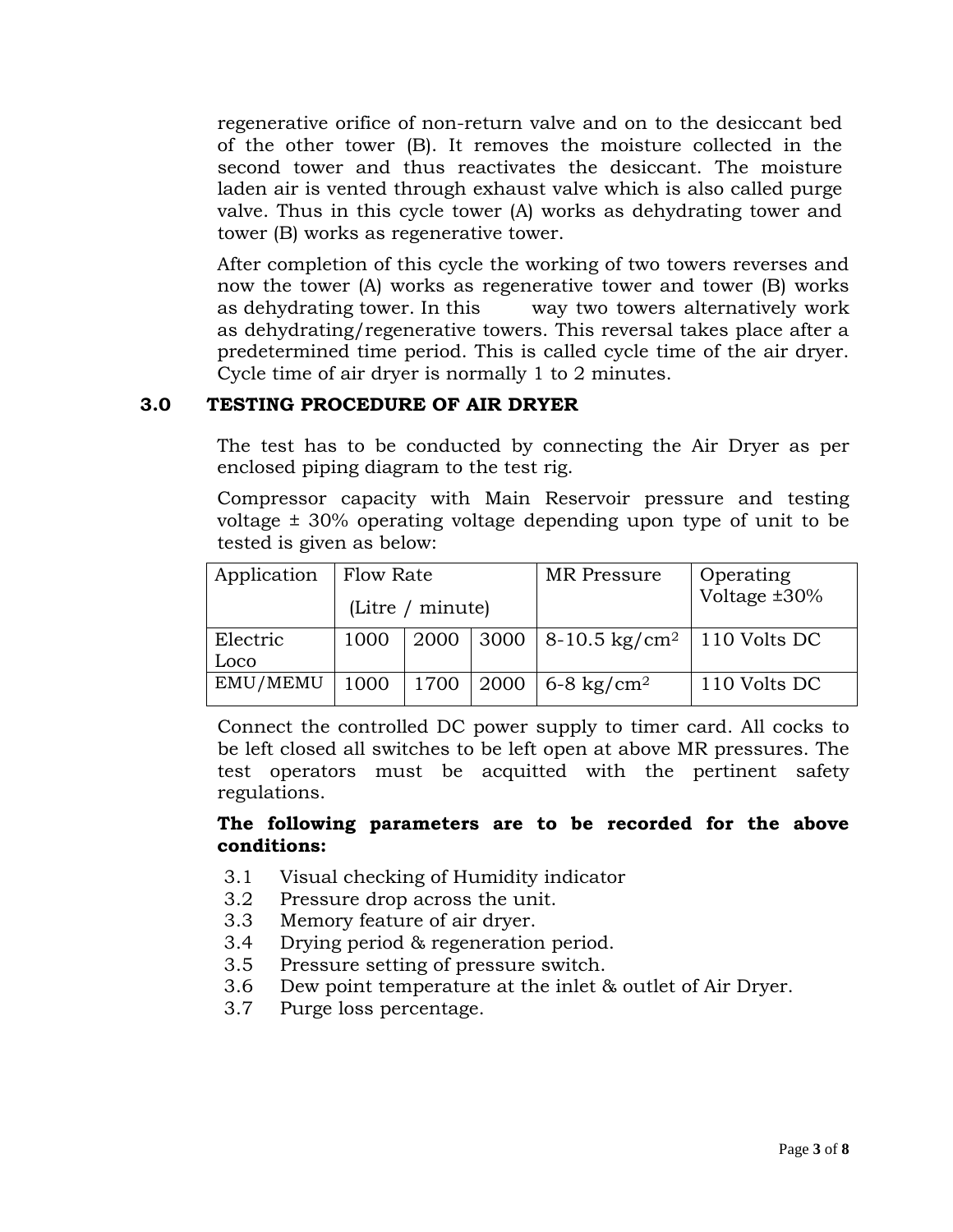regenerative orifice of non-return valve and on to the desiccant bed of the other tower (B). It removes the moisture collected in the second tower and thus reactivates the desiccant. The moisture laden air is vented through exhaust valve which is also called purge valve. Thus in this cycle tower (A) works as dehydrating tower and tower (B) works as regenerative tower.

After completion of this cycle the working of two towers reverses and now the tower (A) works as regenerative tower and tower (B) works as dehydrating tower. In this way two towers alternatively work as dehydrating/regenerative towers. This reversal takes place after a predetermined time period. This is called cycle time of the air dryer. Cycle time of air dryer is normally 1 to 2 minutes.

## 3.0 TESTING PROCEDURE OF AIR DRYER

The test has to be conducted by connecting the Air Dryer as per enclosed piping diagram to the test rig.

Compressor capacity with Main Reservoir pressure and testing voltage ± 30% operating voltage depending upon type of unit to be tested is given as below:

| Application | Flow Rate (Litre / minute) | | | MR Pressure | Operating Voltage ±30% |
|---|---|---|---|---|---|
| Electric Loco | 1000 | 2000 | 3000 | 8-10.5 kg/cm$^2$ | 110 Volts DC |
| EMU/MEMU | 1000 | 1700 | 2000 | 6-8 kg/cm$^2$ | 110 Volts DC |

Connect the controlled DC power supply to timer card. All cocks to be left closed all switches to be left open at above MR pressures. The test operators must be acquitted with the pertinent safety regulations.

**The following parameters are to be recorded for the above conditions:**

- 3.1 Visual checking of Humidity indicator
- 3.2 Pressure drop across the unit.
- 3.3 Memory feature of air dryer.
- 3.4 Drying period & regeneration period.
- 3.5 Pressure setting of pressure switch.
- 3.6 Dew point temperature at the inlet & outlet of Air Dryer.
- 3.7 Purge loss percentage.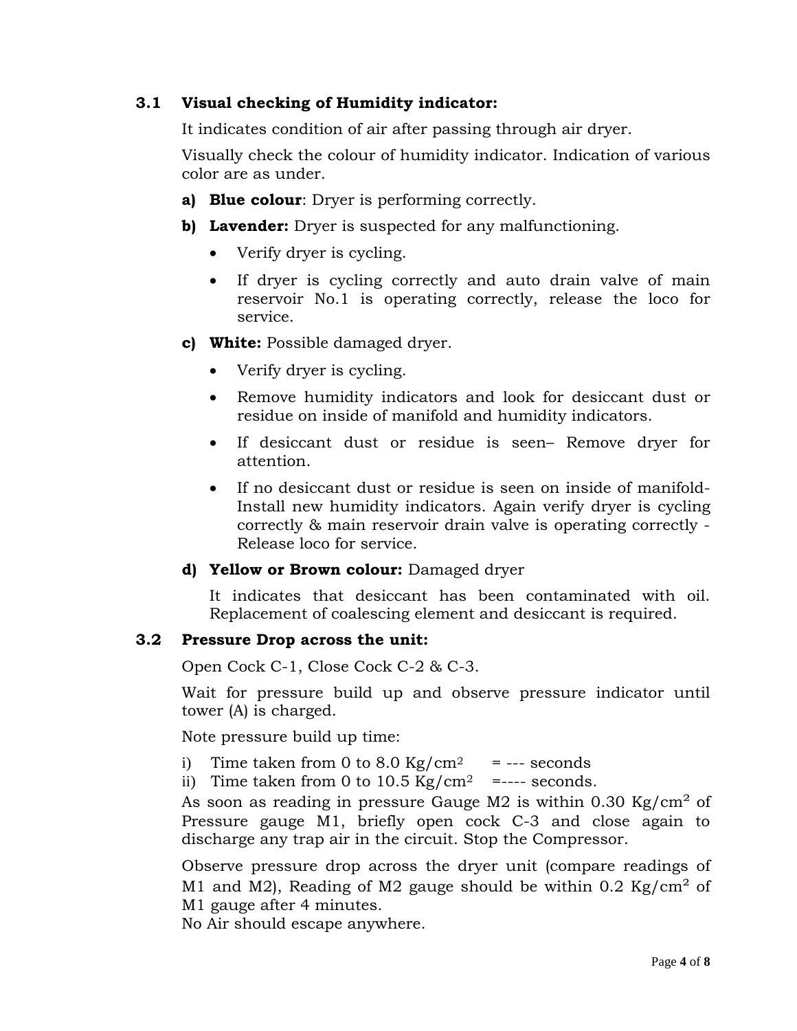### 3.1 Visual checking of Humidity indicator:

It indicates condition of air after passing through air dryer.

Visually check the colour of humidity indicator. Indication of various color are as under.

**a) Blue colour**: Dryer is performing correctly.

**b) Lavender:** Dryer is suspected for any malfunctioning.

- Verify dryer is cycling.
- If dryer is cycling correctly and auto drain valve of main reservoir No.1 is operating correctly, release the loco for service.

**c) White:** Possible damaged dryer.

- Verify dryer is cycling.
- Remove humidity indicators and look for desiccant dust or residue on inside of manifold and humidity indicators.
- If desiccant dust or residue is seen– Remove dryer for attention.
- If no desiccant dust or residue is seen on inside of manifold- Install new humidity indicators. Again verify dryer is cycling correctly & main reservoir drain valve is operating correctly - Release loco for service.

**d) Yellow or Brown colour:** Damaged dryer

It indicates that desiccant has been contaminated with oil. Replacement of coalescing element and desiccant is required.

### 3.2 Pressure Drop across the unit:

Open Cock C-1, Close Cock C-2 & C-3.

Wait for pressure build up and observe pressure indicator until tower (A) is charged.

Note pressure build up time:

i) Time taken from 0 to 8.0 $Kg/cm^2$ = --- seconds
ii) Time taken from 0 to 10.5 $Kg/cm^2$ =---- seconds.

As soon as reading in pressure Gauge M2 is within 0.30 $Kg/cm^2$ of Pressure gauge M1, briefly open cock C-3 and close again to discharge any trap air in the circuit. Stop the Compressor.

Observe pressure drop across the dryer unit (compare readings of M1 and M2), Reading of M2 gauge should be within 0.2 $Kg/cm^2$ of M1 gauge after 4 minutes.

No Air should escape anywhere.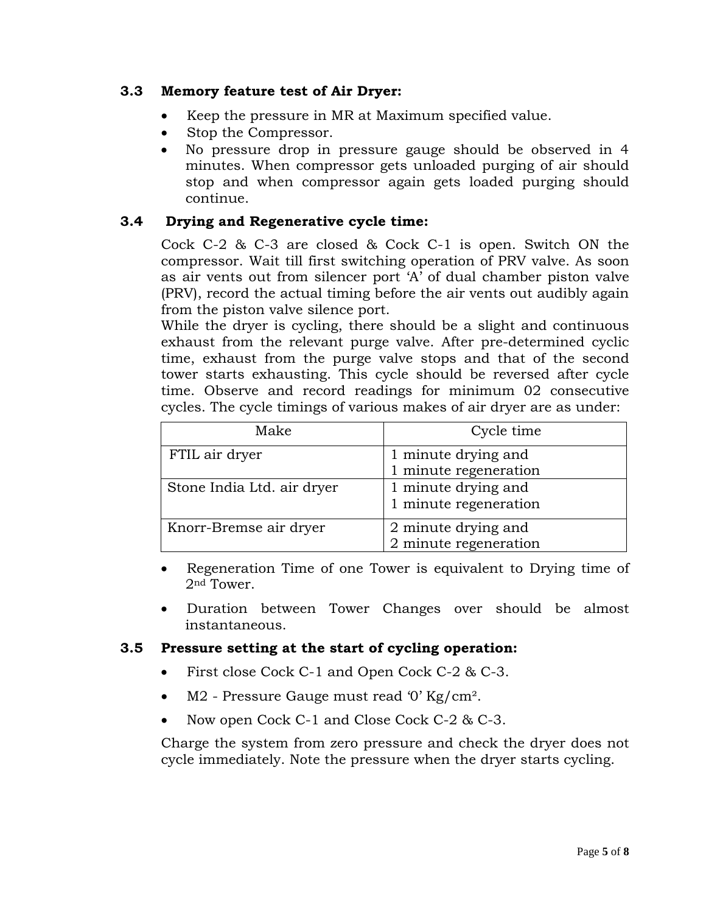### 3.3 Memory feature test of Air Dryer:

- Keep the pressure in MR at Maximum specified value.
- Stop the Compressor.
- No pressure drop in pressure gauge should be observed in 4 minutes. When compressor gets unloaded purging of air should stop and when compressor again gets loaded purging should continue.

### 3.4 Drying and Regenerative cycle time:

Cock C-2 & C-3 are closed & Cock C-1 is open. Switch ON the compressor. Wait till first switching operation of PRV valve. As soon as air vents out from silencer port 'A' of dual chamber piston valve (PRV), record the actual timing before the air vents out audibly again from the piston valve silence port.

While the dryer is cycling, there should be a slight and continuous exhaust from the relevant purge valve. After pre-determined cyclic time, exhaust from the purge valve stops and that of the second tower starts exhausting. This cycle should be reversed after cycle time. Observe and record readings for minimum 02 consecutive cycles. The cycle timings of various makes of air dryer are as under:

| Make | Cycle time |
|---|---|
| FTIL air dryer | 1 minute drying and 1 minute regeneration |
| Stone India Ltd. air dryer | 1 minute drying and 1 minute regeneration |
| Knorr-Bremse air dryer | 2 minute drying and 2 minute regeneration |

- Regeneration Time of one Tower is equivalent to Drying time of 2nd Tower.
- Duration between Tower Changes over should be almost instantaneous.

### 3.5 Pressure setting at the start of cycling operation:

- First close Cock C-1 and Open Cock C-2 & C-3.
- M2 - Pressure Gauge must read '0' $Kg/cm^2$.
- Now open Cock C-1 and Close Cock C-2 & C-3.

Charge the system from zero pressure and check the dryer does not cycle immediately. Note the pressure when the dryer starts cycling.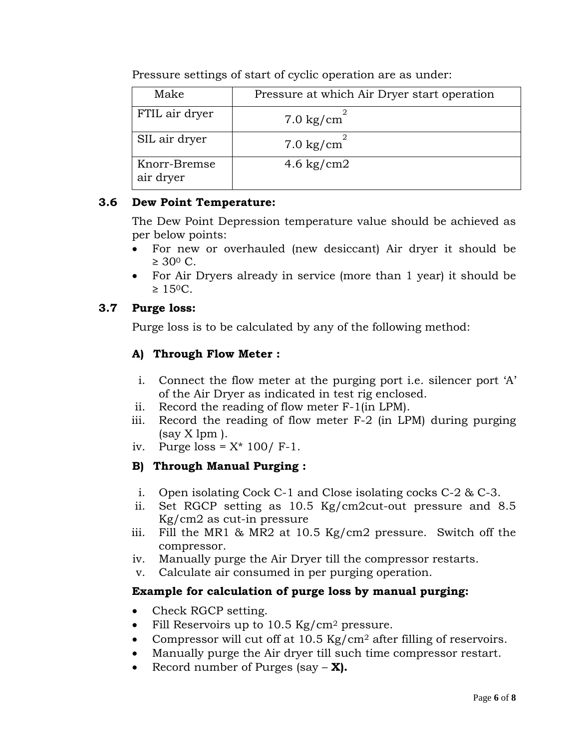Pressure settings of start of cyclic operation are as under:

| Make | Pressure at which Air Dryer start operation |
| --- | --- |
| FTIL air dryer | 7.0 $kg/cm^2$ |
| SIL air dryer | 7.0 $kg/cm^2$ |
| Knorr-Bremse air dryer | 4.6 kg/cm2 |

### 3.6 Dew Point Temperature:

The Dew Point Depression temperature value should be achieved as per below points:

- For new or overhauled (new desiccant) Air dryer it should be ≥ $30^0$ C.
- For Air Dryers already in service (more than 1 year) it should be ≥ $15^0$C.

### 3.7 Purge loss:

Purge loss is to be calculated by any of the following method:

#### A) Through Flow Meter :

i. Connect the flow meter at the purging port i.e. silencer port 'A' of the Air Dryer as indicated in test rig enclosed.
ii. Record the reading of flow meter F-1(in LPM).
iii. Record the reading of flow meter F-2 (in LPM) during purging (say X lpm ).
iv. Purge loss = X* 100/ F-1.

#### B) Through Manual Purging :

i. Open isolating Cock C-1 and Close isolating cocks C-2 & C-3.
ii. Set RGCP setting as 10.5 Kg/cm2cut-out pressure and 8.5 Kg/cm2 as cut-in pressure
iii. Fill the MR1 & MR2 at 10.5 Kg/cm2 pressure. Switch off the compressor.
iv. Manually purge the Air Dryer till the compressor restarts.
v. Calculate air consumed in per purging operation.

**Example for calculation of purge loss by manual purging:**

- Check RGCP setting.
- Fill Reservoirs up to 10.5 $Kg/cm^2$ pressure.
- Compressor will cut off at 10.5 $Kg/cm^2$ after filling of reservoirs.
- Manually purge the Air dryer till such time compressor restart.
- Record number of Purges (say – **X).**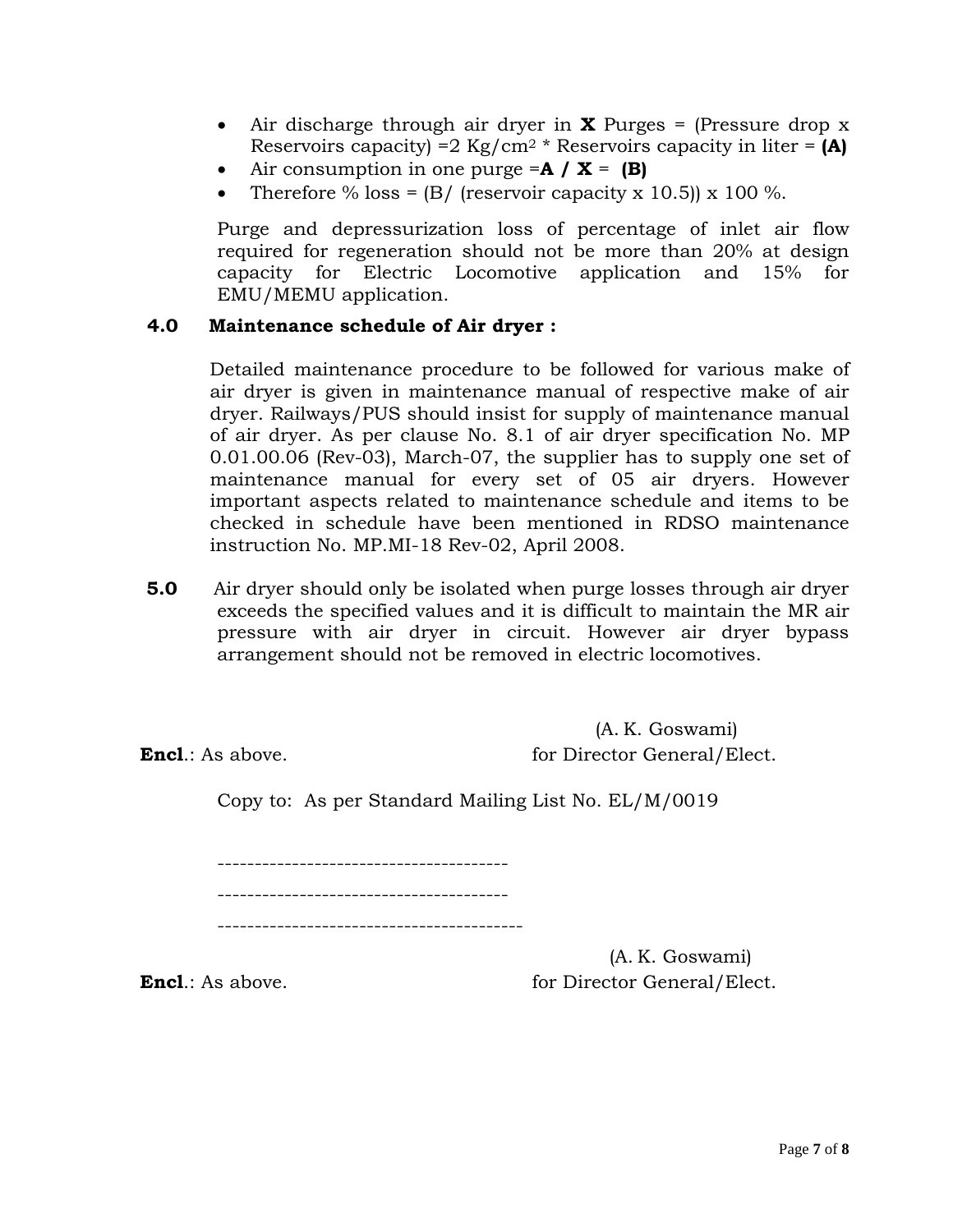- Air discharge through air dryer in **X** Purges = (Pressure drop x Reservoirs capacity) =2 $Kg/cm^2$ * Reservoirs capacity in liter = **(A)**
- Air consumption in one purge =**A / X** = **(B)**
- Therefore % loss = (B/ (reservoir capacity x 10.5)) x 100 %.

Purge and depressurization loss of percentage of inlet air flow required for regeneration should not be more than 20% at design capacity for Electric Locomotive application and 15% for EMU/MEMU application.

**4.0 Maintenance schedule of Air dryer :**

Detailed maintenance procedure to be followed for various make of air dryer is given in maintenance manual of respective make of air dryer. Railways/PUS should insist for supply of maintenance manual of air dryer. As per clause No. 8.1 of air dryer specification No. MP 0.01.00.06 (Rev-03), March-07, the supplier has to supply one set of maintenance manual for every set of 05 air dryers. However important aspects related to maintenance schedule and items to be checked in schedule have been mentioned in RDSO maintenance instruction No. MP.MI-18 Rev-02, April 2008.

**5.0** Air dryer should only be isolated when purge losses through air dryer exceeds the specified values and it is difficult to maintain the MR air pressure with air dryer in circuit. However air dryer bypass arrangement should not be removed in electric locomotives.

(A. K. Goswami)
**Encl**.: As above. for Director General/Elect.

Copy to: As per Standard Mailing List No. EL/M/0019

---------------------------------------

---------------------------------------

-----------------------------------------

(A. K. Goswami)
**Encl**.: As above. for Director General/Elect.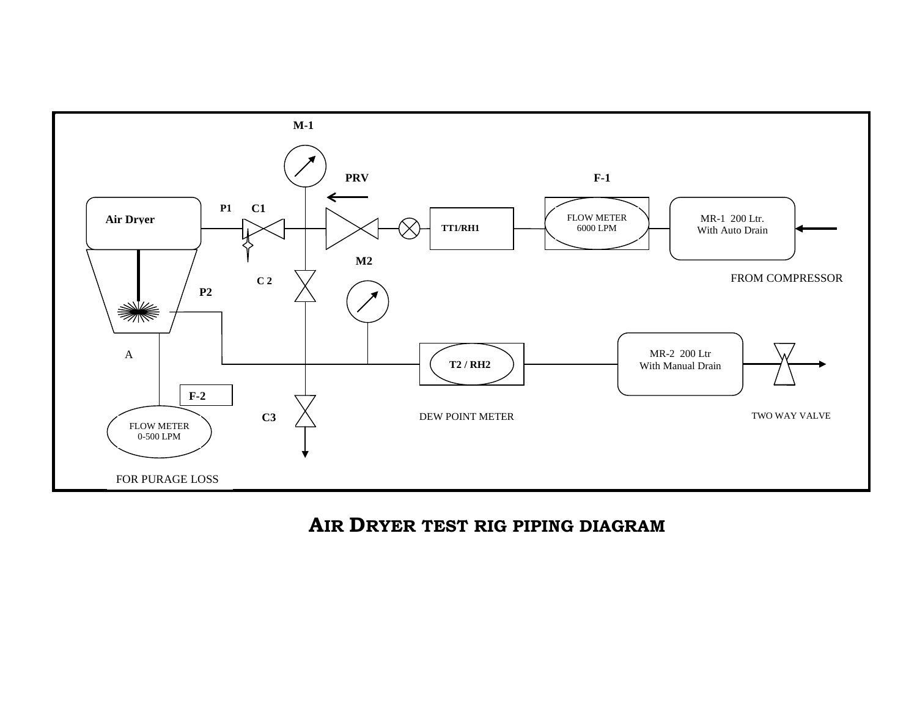M-1

PRV

F-1

P1 C1

Air Dryer

FLOW METER
6000 LPM

MR-1 200 Ltr.
With Auto Drain

TT1/RH1

M2

C 2

P2

FROM COMPRESSOR

A

MR-2 200 Ltr
With Manual Drain

T2 / RH2

F-2

C3

DEW POINT METER

TWO WAY VALVE

FLOW METER
0-500 LPM

FOR PURAGE LOSS

## AIR DRYER TEST RIG PIPING DIAGRAM